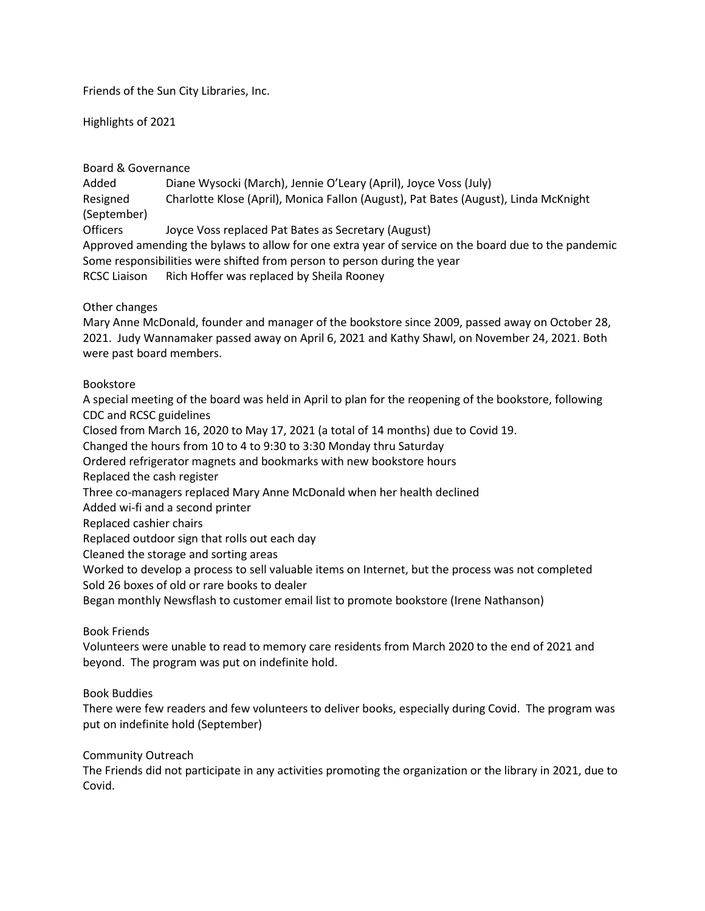Friends of the Sun City Libraries, Inc.

Highlights of 2021

## Board & Governance

| | |
|---|---|
| Added | Diane Wysocki (March), Jennie O'Leary (April), Joyce Voss (July) |
| Resigned | Charlotte Klose (April), Monica Fallon (August), Pat Bates (August), Linda McKnight (September) |
| Officers | Joyce Voss replaced Pat Bates as Secretary (August) |

Approved amending the bylaws to allow for one extra year of service on the board due to the pandemic
Some responsibilities were shifted from person to person during the year

| | |
|---|---|
| RCSC Liaison | Rich Hoffer was replaced by Sheila Rooney |

## Other changes

Mary Anne McDonald, founder and manager of the bookstore since 2009, passed away on October 28, 2021. Judy Wannamaker passed away on April 6, 2021 and Kathy Shawl, on November 24, 2021. Both were past board members.

## Bookstore

A special meeting of the board was held in April to plan for the reopening of the bookstore, following CDC and RCSC guidelines
Closed from March 16, 2020 to May 17, 2021 (a total of 14 months) due to Covid 19.
Changed the hours from 10 to 4 to 9:30 to 3:30 Monday thru Saturday
Ordered refrigerator magnets and bookmarks with new bookstore hours
Replaced the cash register
Three co-managers replaced Mary Anne McDonald when her health declined
Added wi-fi and a second printer
Replaced cashier chairs
Replaced outdoor sign that rolls out each day
Cleaned the storage and sorting areas
Worked to develop a process to sell valuable items on Internet, but the process was not completed
Sold 26 boxes of old or rare books to dealer
Began monthly Newsflash to customer email list to promote bookstore (Irene Nathanson)

## Book Friends

Volunteers were unable to read to memory care residents from March 2020 to the end of 2021 and beyond. The program was put on indefinite hold.

## Book Buddies

There were few readers and few volunteers to deliver books, especially during Covid. The program was put on indefinite hold (September)

## Community Outreach

The Friends did not participate in any activities promoting the organization or the library in 2021, due to Covid.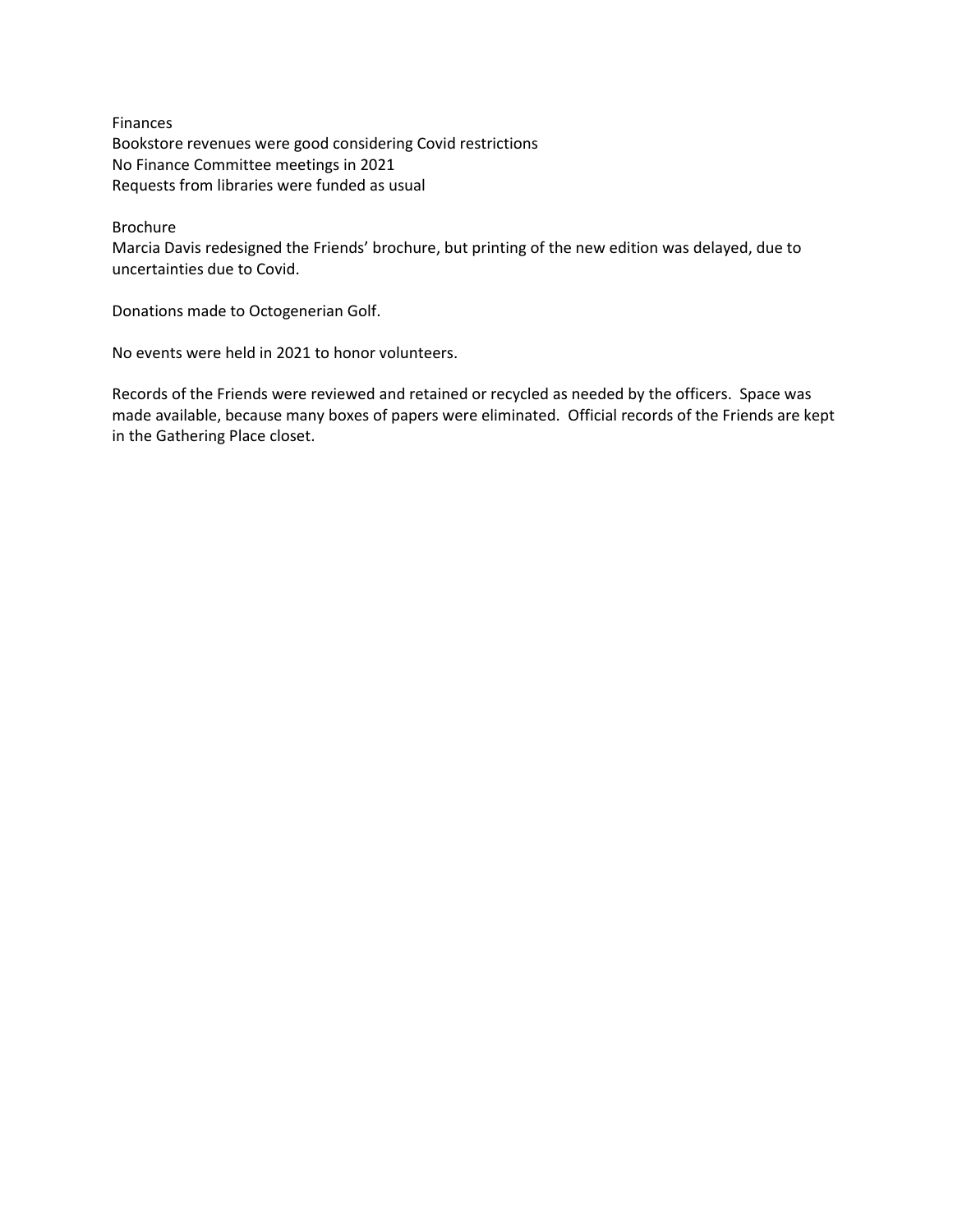Finances

Bookstore revenues were good considering Covid restrictions
No Finance Committee meetings in 2021
Requests from libraries were funded as usual

Brochure

Marcia Davis redesigned the Friends' brochure, but printing of the new edition was delayed, due to uncertainties due to Covid.

Donations made to Octogenerian Golf.

No events were held in 2021 to honor volunteers.

Records of the Friends were reviewed and retained or recycled as needed by the officers. Space was made available, because many boxes of papers were eliminated. Official records of the Friends are kept in the Gathering Place closet.